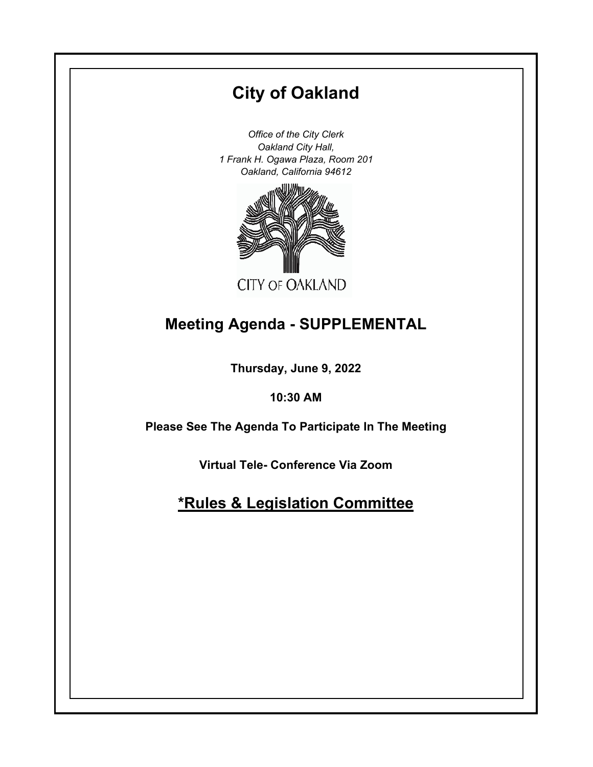# City of Oakland

*Office of the City Clerk*
*Oakland City Hall,*
*1 Frank H. Ogawa Plaza, Room 201*
*Oakland, California 94612*

CITY OF OAKLAND

## Meeting Agenda - SUPPLEMENTAL

**Thursday, June 9, 2022**

**10:30 AM**

**Please See The Agenda To Participate In The Meeting**

**Virtual Tele- Conference Via Zoom**

## *Rules & Legislation Committee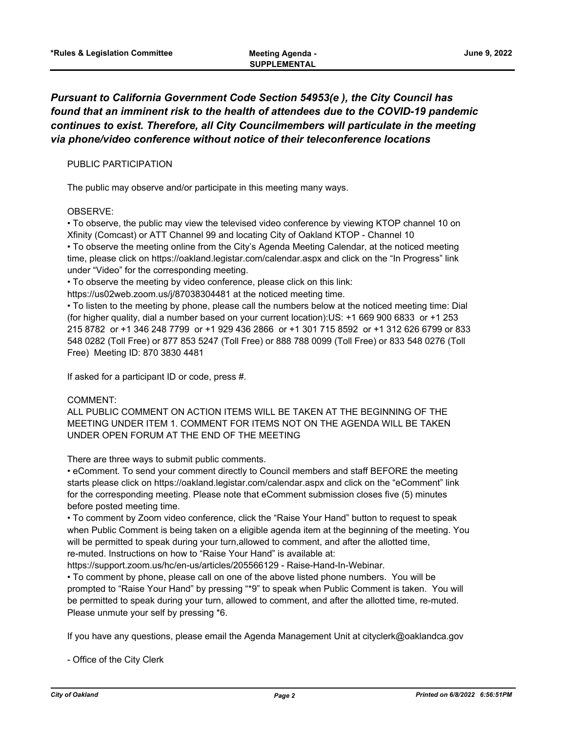***Pursuant to California Government Code Section 54953(e ), the City Council has found that an imminent risk to the health of attendees due to the COVID-19 pandemic continues to exist. Therefore, all City Councilmembers will particulate in the meeting via phone/video conference without notice of their teleconference locations***

PUBLIC PARTICIPATION

The public may observe and/or participate in this meeting many ways.

OBSERVE:

- To observe, the public may view the televised video conference by viewing KTOP channel 10 on Xfinity (Comcast) or ATT Channel 99 and locating City of Oakland KTOP - Channel 10
- To observe the meeting online from the City's Agenda Meeting Calendar, at the noticed meeting time, please click on https://oakland.legistar.com/calendar.aspx and click on the "In Progress" link under "Video" for the corresponding meeting.
- To observe the meeting by video conference, please click on this link: https://us02web.zoom.us/j/87038304481 at the noticed meeting time.
- To listen to the meeting by phone, please call the numbers below at the noticed meeting time: Dial (for higher quality, dial a number based on your current location):US: +1 669 900 6833 or +1 253 215 8782 or +1 346 248 7799 or +1 929 436 2866 or +1 301 715 8592 or +1 312 626 6799 or 833 548 0282 (Toll Free) or 877 853 5247 (Toll Free) or 888 788 0099 (Toll Free) or 833 548 0276 (Toll Free) Meeting ID: 870 3830 4481

If asked for a participant ID or code, press #.

COMMENT:

ALL PUBLIC COMMENT ON ACTION ITEMS WILL BE TAKEN AT THE BEGINNING OF THE MEETING UNDER ITEM 1. COMMENT FOR ITEMS NOT ON THE AGENDA WILL BE TAKEN UNDER OPEN FORUM AT THE END OF THE MEETING

There are three ways to submit public comments.

- eComment. To send your comment directly to Council members and staff BEFORE the meeting starts please click on https://oakland.legistar.com/calendar.aspx and click on the "eComment" link for the corresponding meeting. Please note that eComment submission closes five (5) minutes before posted meeting time.
- To comment by Zoom video conference, click the "Raise Your Hand" button to request to speak when Public Comment is being taken on a eligible agenda item at the beginning of the meeting. You will be permitted to speak during your turn,allowed to comment, and after the allotted time, re-muted. Instructions on how to "Raise Your Hand" is available at: https://support.zoom.us/hc/en-us/articles/205566129 - Raise-Hand-In-Webinar.
- To comment by phone, please call on one of the above listed phone numbers. You will be prompted to "Raise Your Hand" by pressing "*9" to speak when Public Comment is taken. You will be permitted to speak during your turn, allowed to comment, and after the allotted time, re-muted. Please unmute your self by pressing *6.

If you have any questions, please email the Agenda Management Unit at cityclerk@oaklandca.gov

- Office of the City Clerk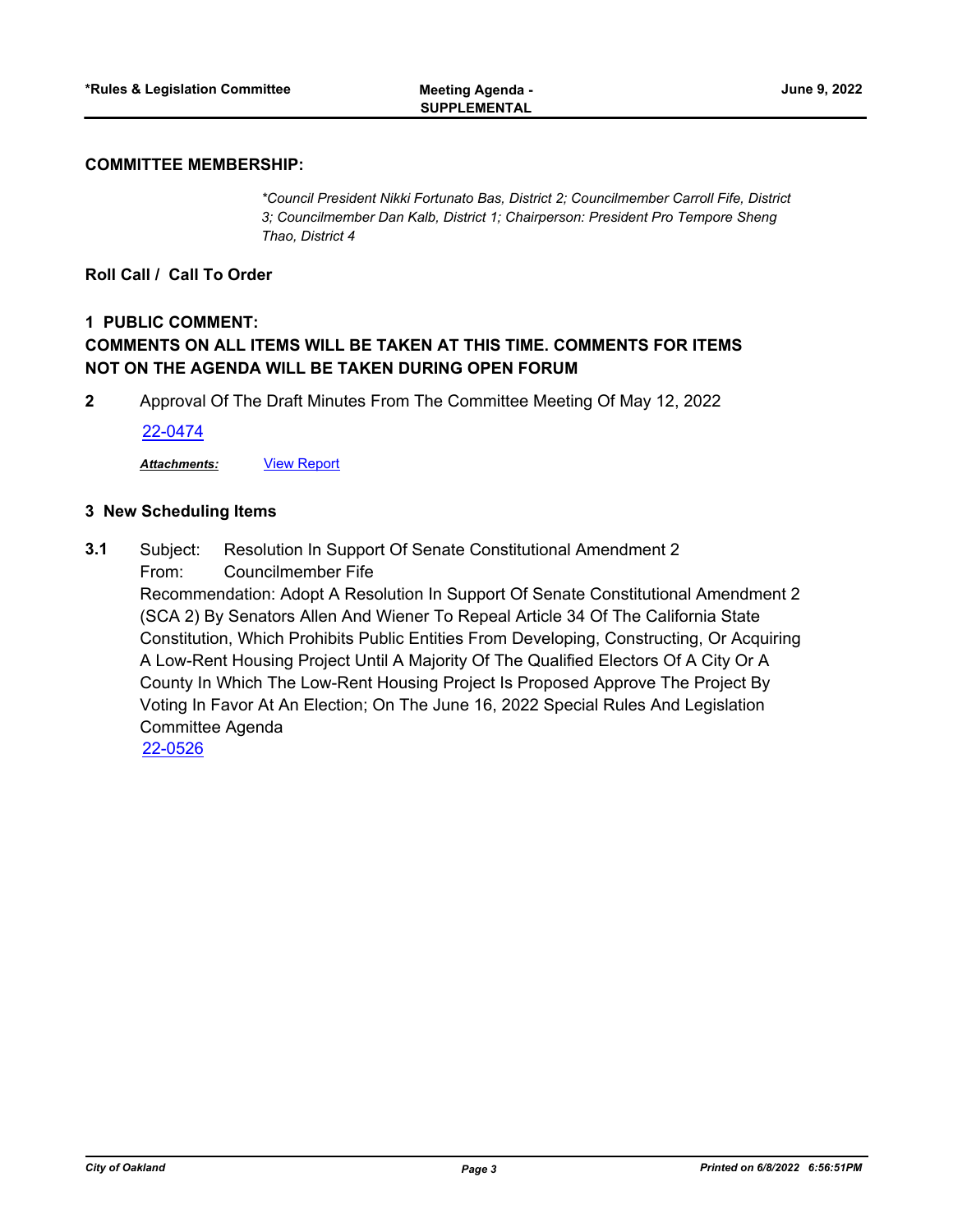**COMMITTEE MEMBERSHIP:**

*\*Council President Nikki Fortunato Bas, District 2; Councilmember Carroll Fife, District 3; Councilmember Dan Kalb, District 1; Chairperson: President Pro Tempore Sheng Thao, District 4*

**Roll Call / Call To Order**

**1 PUBLIC COMMENT:**
**COMMENTS ON ALL ITEMS WILL BE TAKEN AT THIS TIME. COMMENTS FOR ITEMS NOT ON THE AGENDA WILL BE TAKEN DURING OPEN FORUM**

**2** Approval Of The Draft Minutes From The Committee Meeting Of May 12, 2022

22-0474

***Attachments:*** View Report

**3 New Scheduling Items**

**3.1** Subject: Resolution In Support Of Senate Constitutional Amendment 2
From: Councilmember Fife
Recommendation: Adopt A Resolution In Support Of Senate Constitutional Amendment 2 (SCA 2) By Senators Allen And Wiener To Repeal Article 34 Of The California State Constitution, Which Prohibits Public Entities From Developing, Constructing, Or Acquiring A Low-Rent Housing Project Until A Majority Of The Qualified Electors Of A City Or A County In Which The Low-Rent Housing Project Is Proposed Approve The Project By Voting In Favor At An Election; On The June 16, 2022 Special Rules And Legislation Committee Agenda
22-0526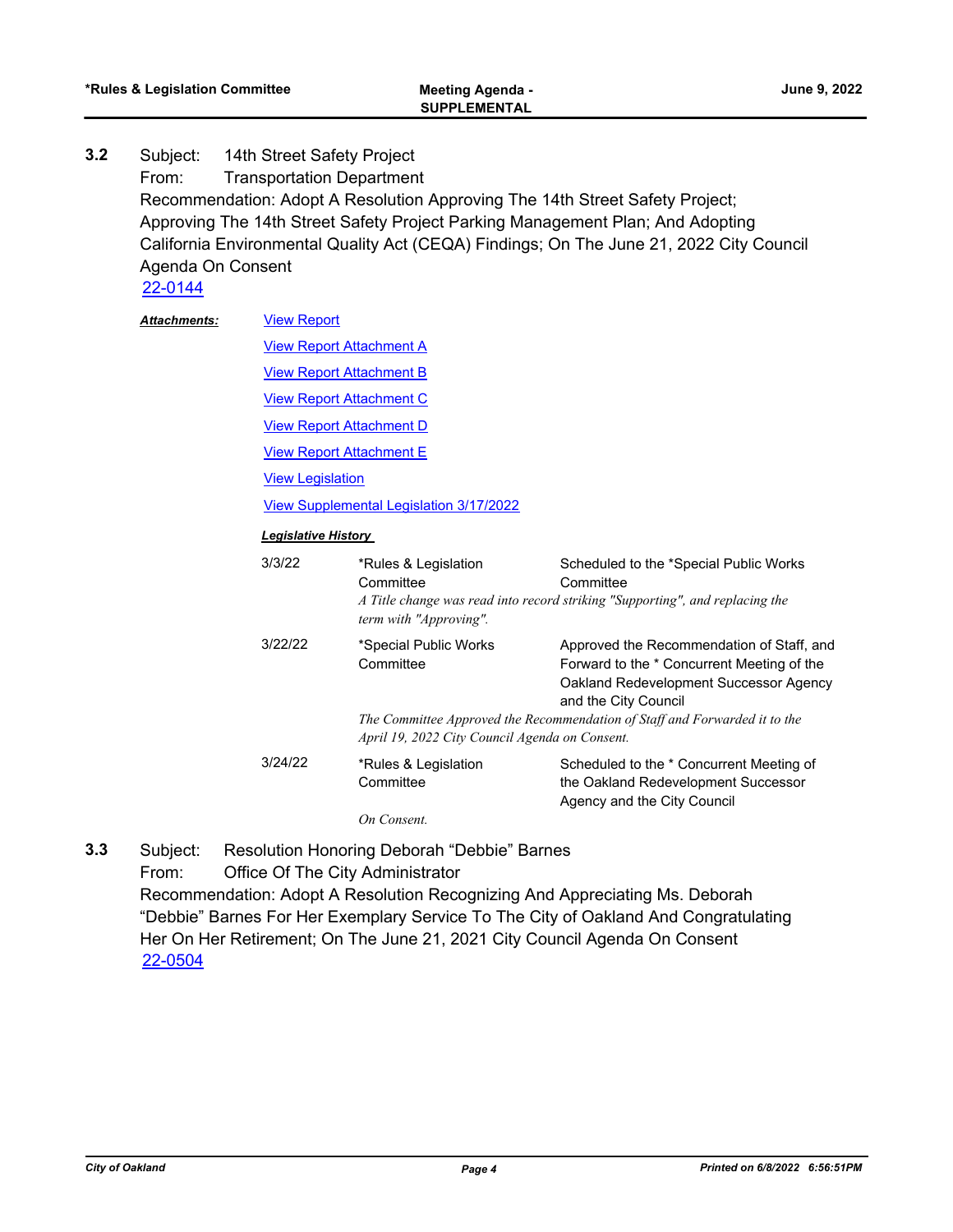**3.2** Subject: 14th Street Safety Project
From: Transportation Department
Recommendation: Adopt A Resolution Approving The 14th Street Safety Project; Approving The 14th Street Safety Project Parking Management Plan; And Adopting California Environmental Quality Act (CEQA) Findings; On The June 21, 2022 City Council Agenda On Consent
22-0144

***Attachments:***

- View Report
- View Report Attachment A
- View Report Attachment B
- View Report Attachment C
- View Report Attachment D
- View Report Attachment E
- View Legislation
- View Supplemental Legislation 3/17/2022

***Legislative History***

| Date | Body | Action |
|---|---|---|
| 3/3/22 | *Rules & Legislation Committee | Scheduled to the *Special Public Works Committee |
| | *A Title change was read into record striking "Supporting", and replacing the term with "Approving".* | |
| 3/22/22 | *Special Public Works Committee | Approved the Recommendation of Staff, and Forward to the * Concurrent Meeting of the Oakland Redevelopment Successor Agency and the City Council |
| | *The Committee Approved the Recommendation of Staff and Forwarded it to the April 19, 2022 City Council Agenda on Consent.* | |
| 3/24/22 | *Rules & Legislation Committee | Scheduled to the * Concurrent Meeting of the Oakland Redevelopment Successor Agency and the City Council |
| | *On Consent.* | |

**3.3** Subject: Resolution Honoring Deborah "Debbie" Barnes
From: Office Of The City Administrator
Recommendation: Adopt A Resolution Recognizing And Appreciating Ms. Deborah "Debbie" Barnes For Her Exemplary Service To The City of Oakland And Congratulating Her On Her Retirement; On The June 21, 2021 City Council Agenda On Consent
22-0504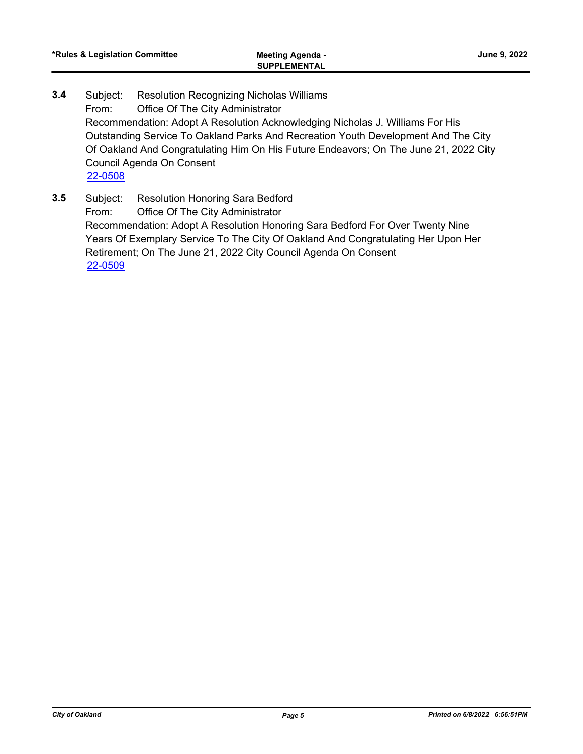**3.4** Subject: Resolution Recognizing Nicholas Williams

From: Office Of The City Administrator

Recommendation: Adopt A Resolution Acknowledging Nicholas J. Williams For His Outstanding Service To Oakland Parks And Recreation Youth Development And The City Of Oakland And Congratulating Him On His Future Endeavors; On The June 21, 2022 City Council Agenda On Consent

22-0508

**3.5** Subject: Resolution Honoring Sara Bedford

From: Office Of The City Administrator

Recommendation: Adopt A Resolution Honoring Sara Bedford For Over Twenty Nine Years Of Exemplary Service To The City Of Oakland And Congratulating Her Upon Her Retirement; On The June 21, 2022 City Council Agenda On Consent

22-0509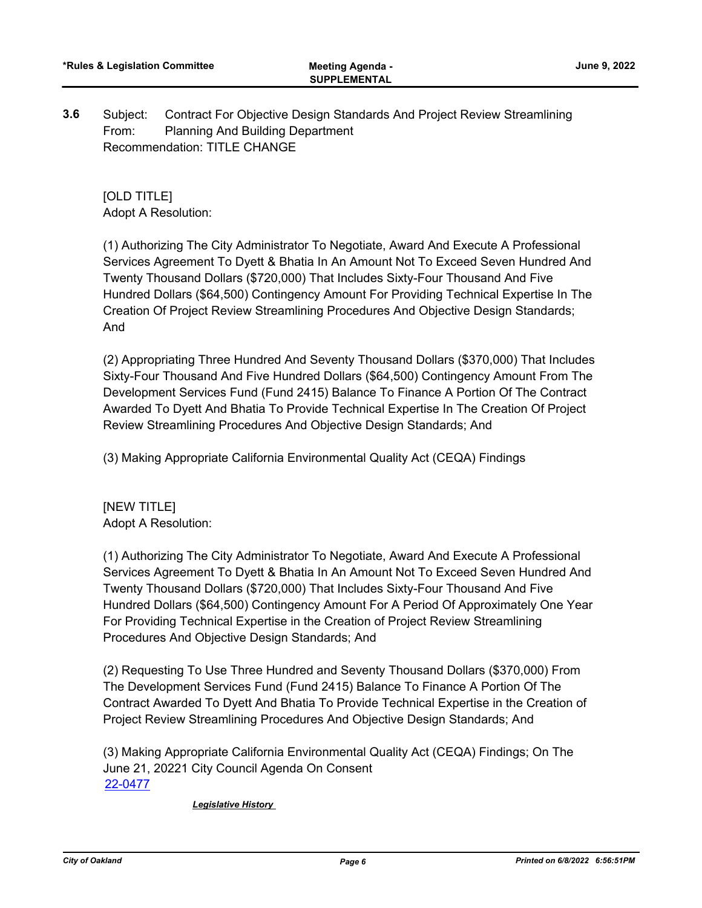**3.6** Subject: Contract For Objective Design Standards And Project Review Streamlining
From: Planning And Building Department
Recommendation: TITLE CHANGE

[OLD TITLE]
Adopt A Resolution:

(1) Authorizing The City Administrator To Negotiate, Award And Execute A Professional Services Agreement To Dyett & Bhatia In An Amount Not To Exceed Seven Hundred And Twenty Thousand Dollars ($720,000) That Includes Sixty-Four Thousand And Five Hundred Dollars ($64,500) Contingency Amount For Providing Technical Expertise In The Creation Of Project Review Streamlining Procedures And Objective Design Standards; And

(2) Appropriating Three Hundred And Seventy Thousand Dollars ($370,000) That Includes Sixty-Four Thousand And Five Hundred Dollars ($64,500) Contingency Amount From The Development Services Fund (Fund 2415) Balance To Finance A Portion Of The Contract Awarded To Dyett And Bhatia To Provide Technical Expertise In The Creation Of Project Review Streamlining Procedures And Objective Design Standards; And

(3) Making Appropriate California Environmental Quality Act (CEQA) Findings

[NEW TITLE]
Adopt A Resolution:

(1) Authorizing The City Administrator To Negotiate, Award And Execute A Professional Services Agreement To Dyett & Bhatia In An Amount Not To Exceed Seven Hundred And Twenty Thousand Dollars ($720,000) That Includes Sixty-Four Thousand And Five Hundred Dollars ($64,500) Contingency Amount For A Period Of Approximately One Year For Providing Technical Expertise in the Creation of Project Review Streamlining Procedures And Objective Design Standards; And

(2) Requesting To Use Three Hundred and Seventy Thousand Dollars ($370,000) From The Development Services Fund (Fund 2415) Balance To Finance A Portion Of The Contract Awarded To Dyett And Bhatia To Provide Technical Expertise in the Creation of Project Review Streamlining Procedures And Objective Design Standards; And

(3) Making Appropriate California Environmental Quality Act (CEQA) Findings; On The June 21, 20221 City Council Agenda On Consent
22-0477

*Legislative History*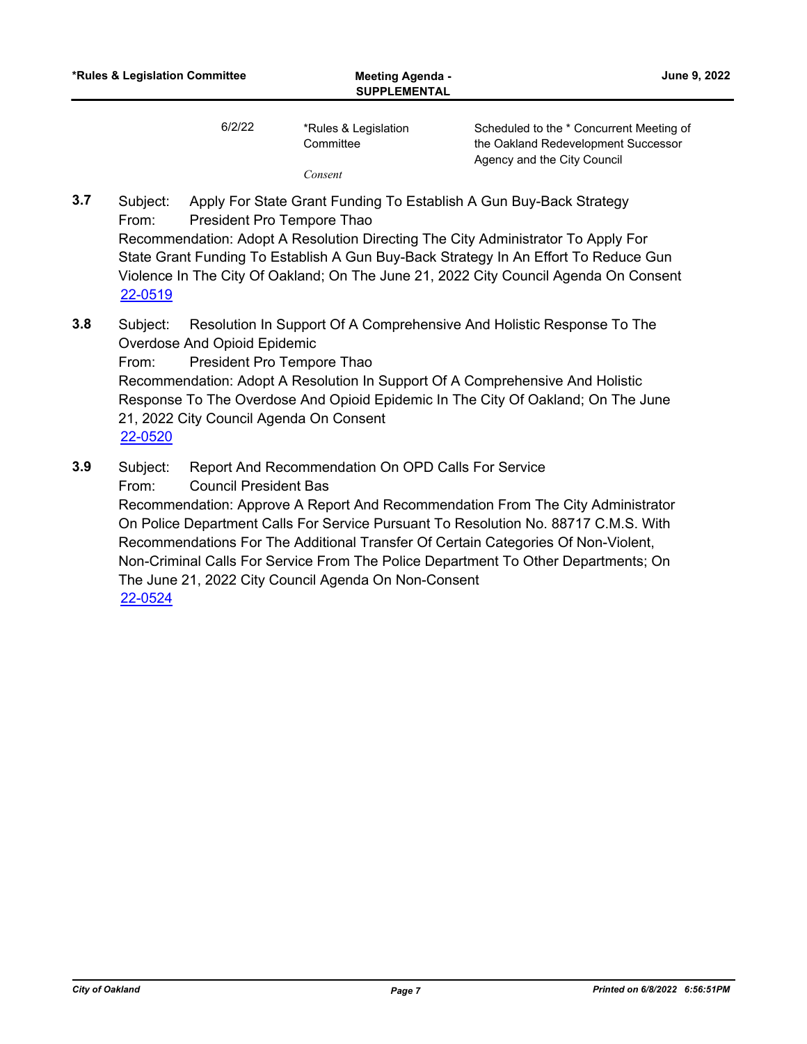| 6/2/22 | *Rules & Legislation Committee | Scheduled to the * Concurrent Meeting of the Oakland Redevelopment Successor Agency and the City Council |
| --- | --- | --- |
| | *Consent* | |

**3.7** Subject: Apply For State Grant Funding To Establish A Gun Buy-Back Strategy
From: President Pro Tempore Thao
Recommendation: Adopt A Resolution Directing The City Administrator To Apply For State Grant Funding To Establish A Gun Buy-Back Strategy In An Effort To Reduce Gun Violence In The City Of Oakland; On The June 21, 2022 City Council Agenda On Consent
22-0519

**3.8** Subject: Resolution In Support Of A Comprehensive And Holistic Response To The Overdose And Opioid Epidemic
From: President Pro Tempore Thao
Recommendation: Adopt A Resolution In Support Of A Comprehensive And Holistic Response To The Overdose And Opioid Epidemic In The City Of Oakland; On The June 21, 2022 City Council Agenda On Consent
22-0520

**3.9** Subject: Report And Recommendation On OPD Calls For Service
From: Council President Bas
Recommendation: Approve A Report And Recommendation From The City Administrator On Police Department Calls For Service Pursuant To Resolution No. 88717 C.M.S. With Recommendations For The Additional Transfer Of Certain Categories Of Non-Violent, Non-Criminal Calls For Service From The Police Department To Other Departments; On The June 21, 2022 City Council Agenda On Non-Consent
22-0524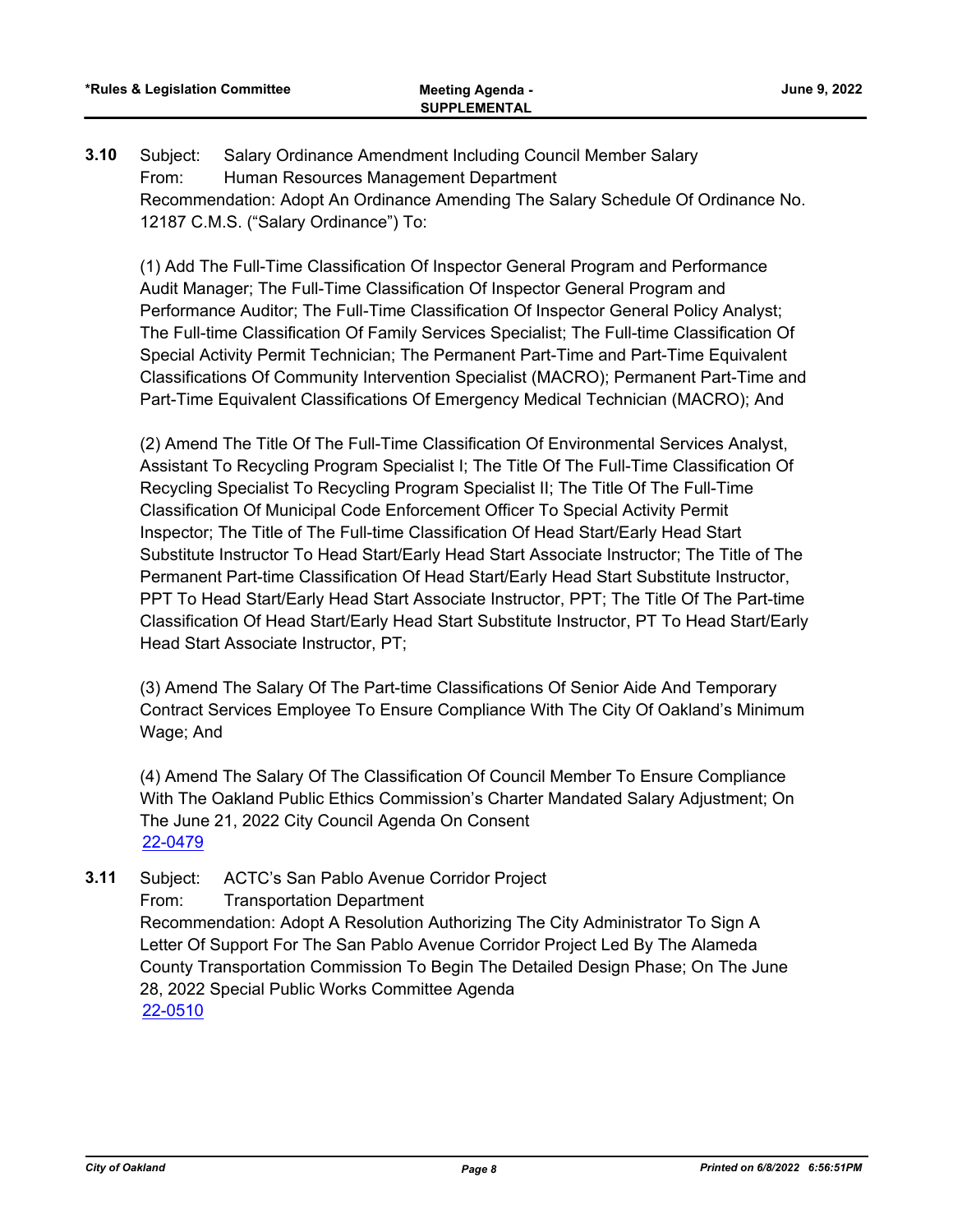**3.10** Subject: Salary Ordinance Amendment Including Council Member Salary
From: Human Resources Management Department
Recommendation: Adopt An Ordinance Amending The Salary Schedule Of Ordinance No. 12187 C.M.S. ("Salary Ordinance") To:

(1) Add The Full-Time Classification Of Inspector General Program and Performance Audit Manager; The Full-Time Classification Of Inspector General Program and Performance Auditor; The Full-Time Classification Of Inspector General Policy Analyst; The Full-time Classification Of Family Services Specialist; The Full-time Classification Of Special Activity Permit Technician; The Permanent Part-Time and Part-Time Equivalent Classifications Of Community Intervention Specialist (MACRO); Permanent Part-Time and Part-Time Equivalent Classifications Of Emergency Medical Technician (MACRO); And

(2) Amend The Title Of The Full-Time Classification Of Environmental Services Analyst, Assistant To Recycling Program Specialist I; The Title Of The Full-Time Classification Of Recycling Specialist To Recycling Program Specialist II; The Title Of The Full-Time Classification Of Municipal Code Enforcement Officer To Special Activity Permit Inspector; The Title of The Full-time Classification Of Head Start/Early Head Start Substitute Instructor To Head Start/Early Head Start Associate Instructor; The Title of The Permanent Part-time Classification Of Head Start/Early Head Start Substitute Instructor, PPT To Head Start/Early Head Start Associate Instructor, PPT; The Title Of The Part-time Classification Of Head Start/Early Head Start Substitute Instructor, PT To Head Start/Early Head Start Associate Instructor, PT;

(3) Amend The Salary Of The Part-time Classifications Of Senior Aide And Temporary Contract Services Employee To Ensure Compliance With The City Of Oakland's Minimum Wage; And

(4) Amend The Salary Of The Classification Of Council Member To Ensure Compliance With The Oakland Public Ethics Commission's Charter Mandated Salary Adjustment; On The June 21, 2022 City Council Agenda On Consent
22-0479

**3.11** Subject: ACTC's San Pablo Avenue Corridor Project
From: Transportation Department
Recommendation: Adopt A Resolution Authorizing The City Administrator To Sign A Letter Of Support For The San Pablo Avenue Corridor Project Led By The Alameda County Transportation Commission To Begin The Detailed Design Phase; On The June 28, 2022 Special Public Works Committee Agenda
22-0510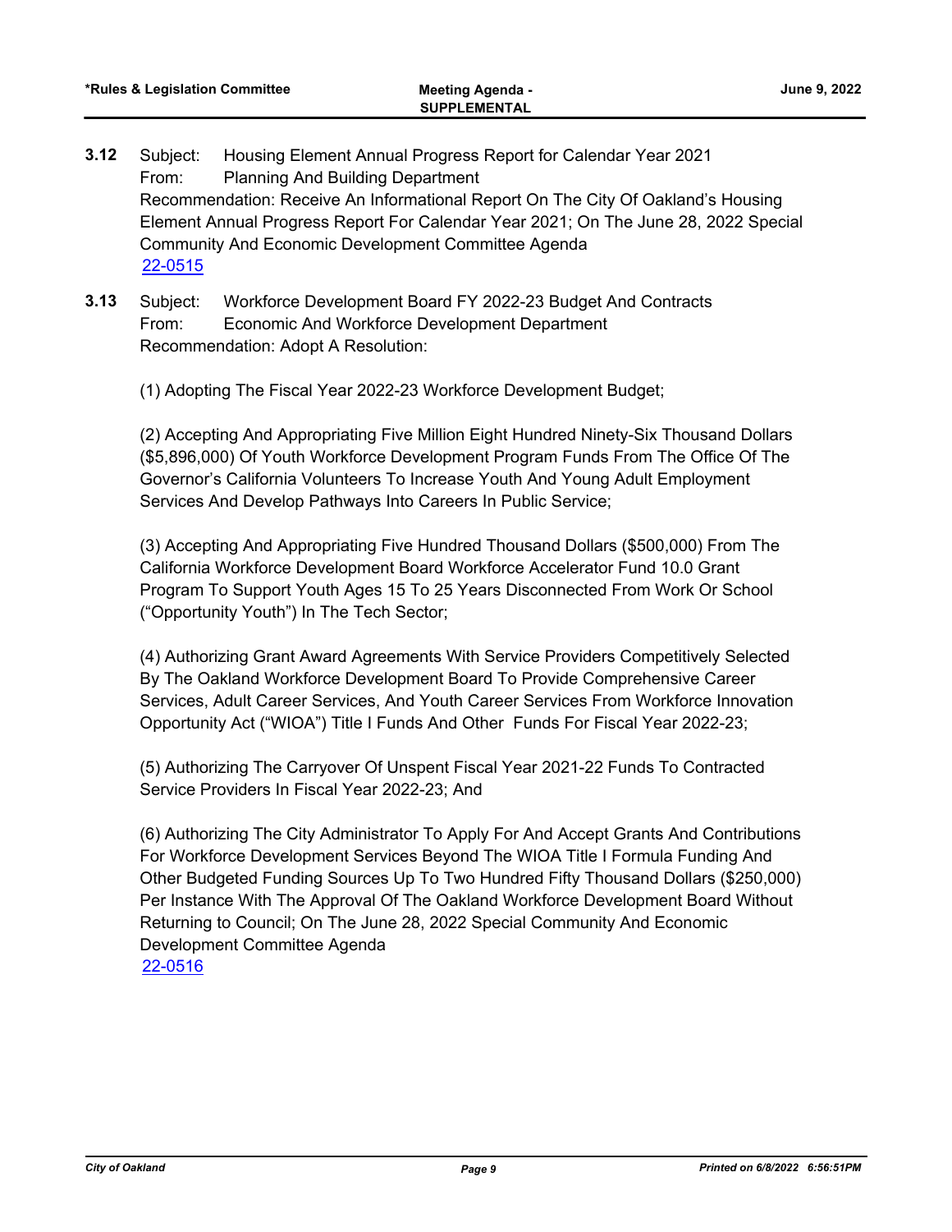**3.12** Subject: Housing Element Annual Progress Report for Calendar Year 2021
From: Planning And Building Department
Recommendation: Receive An Informational Report On The City Of Oakland's Housing Element Annual Progress Report For Calendar Year 2021; On The June 28, 2022 Special Community And Economic Development Committee Agenda
22-0515

**3.13** Subject: Workforce Development Board FY 2022-23 Budget And Contracts
From: Economic And Workforce Development Department
Recommendation: Adopt A Resolution:

(1) Adopting The Fiscal Year 2022-23 Workforce Development Budget;

(2) Accepting And Appropriating Five Million Eight Hundred Ninety-Six Thousand Dollars ($5,896,000) Of Youth Workforce Development Program Funds From The Office Of The Governor's California Volunteers To Increase Youth And Young Adult Employment Services And Develop Pathways Into Careers In Public Service;

(3) Accepting And Appropriating Five Hundred Thousand Dollars ($500,000) From The California Workforce Development Board Workforce Accelerator Fund 10.0 Grant Program To Support Youth Ages 15 To 25 Years Disconnected From Work Or School ("Opportunity Youth") In The Tech Sector;

(4) Authorizing Grant Award Agreements With Service Providers Competitively Selected By The Oakland Workforce Development Board To Provide Comprehensive Career Services, Adult Career Services, And Youth Career Services From Workforce Innovation Opportunity Act ("WIOA") Title I Funds And Other Funds For Fiscal Year 2022-23;

(5) Authorizing The Carryover Of Unspent Fiscal Year 2021-22 Funds To Contracted Service Providers In Fiscal Year 2022-23; And

(6) Authorizing The City Administrator To Apply For And Accept Grants And Contributions For Workforce Development Services Beyond The WIOA Title I Formula Funding And Other Budgeted Funding Sources Up To Two Hundred Fifty Thousand Dollars ($250,000) Per Instance With The Approval Of The Oakland Workforce Development Board Without Returning to Council; On The June 28, 2022 Special Community And Economic Development Committee Agenda
22-0516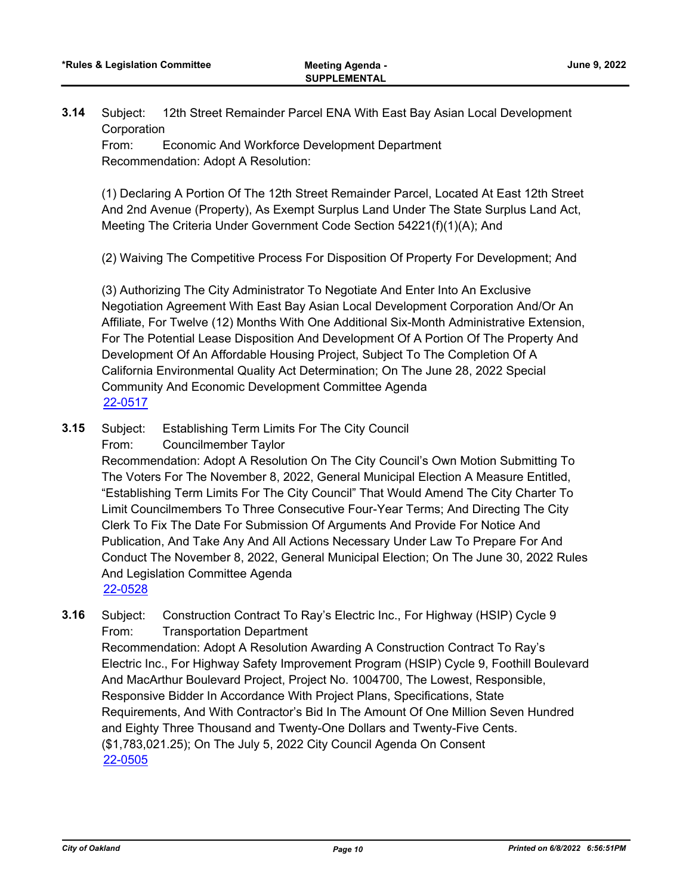**3.14** Subject: 12th Street Remainder Parcel ENA With East Bay Asian Local Development Corporation

From: Economic And Workforce Development Department

Recommendation: Adopt A Resolution:

(1) Declaring A Portion Of The 12th Street Remainder Parcel, Located At East 12th Street And 2nd Avenue (Property), As Exempt Surplus Land Under The State Surplus Land Act, Meeting The Criteria Under Government Code Section 54221(f)(1)(A); And

(2) Waiving The Competitive Process For Disposition Of Property For Development; And

(3) Authorizing The City Administrator To Negotiate And Enter Into An Exclusive Negotiation Agreement With East Bay Asian Local Development Corporation And/Or An Affiliate, For Twelve (12) Months With One Additional Six-Month Administrative Extension, For The Potential Lease Disposition And Development Of A Portion Of The Property And Development Of An Affordable Housing Project, Subject To The Completion Of A California Environmental Quality Act Determination; On The June 28, 2022 Special Community And Economic Development Committee Agenda

22-0517

**3.15** Subject: Establishing Term Limits For The City Council

From: Councilmember Taylor

Recommendation: Adopt A Resolution On The City Council's Own Motion Submitting To The Voters For The November 8, 2022, General Municipal Election A Measure Entitled, "Establishing Term Limits For The City Council" That Would Amend The City Charter To Limit Councilmembers To Three Consecutive Four-Year Terms; And Directing The City Clerk To Fix The Date For Submission Of Arguments And Provide For Notice And Publication, And Take Any And All Actions Necessary Under Law To Prepare For And Conduct The November 8, 2022, General Municipal Election; On The June 30, 2022 Rules And Legislation Committee Agenda

22-0528

**3.16** Subject: Construction Contract To Ray's Electric Inc., For Highway (HSIP) Cycle 9

From: Transportation Department

Recommendation: Adopt A Resolution Awarding A Construction Contract To Ray's Electric Inc., For Highway Safety Improvement Program (HSIP) Cycle 9, Foothill Boulevard And MacArthur Boulevard Project, Project No. 1004700, The Lowest, Responsible, Responsive Bidder In Accordance With Project Plans, Specifications, State Requirements, And With Contractor's Bid In The Amount Of One Million Seven Hundred and Eighty Three Thousand and Twenty-One Dollars and Twenty-Five Cents. ($1,783,021.25); On The July 5, 2022 City Council Agenda On Consent

22-0505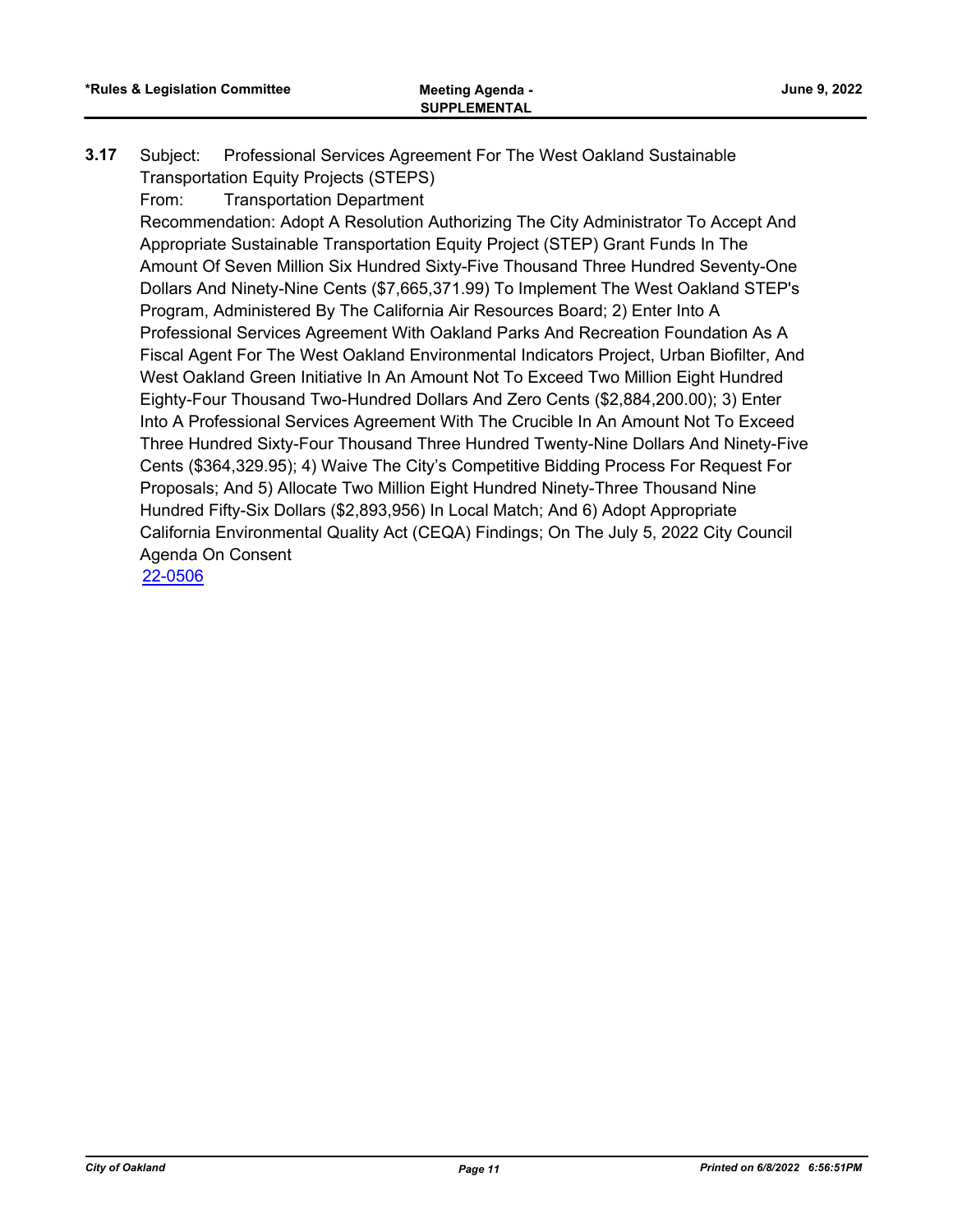**3.17** Subject: Professional Services Agreement For The West Oakland Sustainable Transportation Equity Projects (STEPS)

From: Transportation Department

Recommendation: Adopt A Resolution Authorizing The City Administrator To Accept And Appropriate Sustainable Transportation Equity Project (STEP) Grant Funds In The Amount Of Seven Million Six Hundred Sixty-Five Thousand Three Hundred Seventy-One Dollars And Ninety-Nine Cents ($7,665,371.99) To Implement The West Oakland STEP's Program, Administered By The California Air Resources Board; 2) Enter Into A Professional Services Agreement With Oakland Parks And Recreation Foundation As A Fiscal Agent For The West Oakland Environmental Indicators Project, Urban Biofilter, And West Oakland Green Initiative In An Amount Not To Exceed Two Million Eight Hundred Eighty-Four Thousand Two-Hundred Dollars And Zero Cents ($2,884,200.00); 3) Enter Into A Professional Services Agreement With The Crucible In An Amount Not To Exceed Three Hundred Sixty-Four Thousand Three Hundred Twenty-Nine Dollars And Ninety-Five Cents ($364,329.95); 4) Waive The City's Competitive Bidding Process For Request For Proposals; And 5) Allocate Two Million Eight Hundred Ninety-Three Thousand Nine Hundred Fifty-Six Dollars ($2,893,956) In Local Match; And 6) Adopt Appropriate California Environmental Quality Act (CEQA) Findings; On The July 5, 2022 City Council Agenda On Consent

22-0506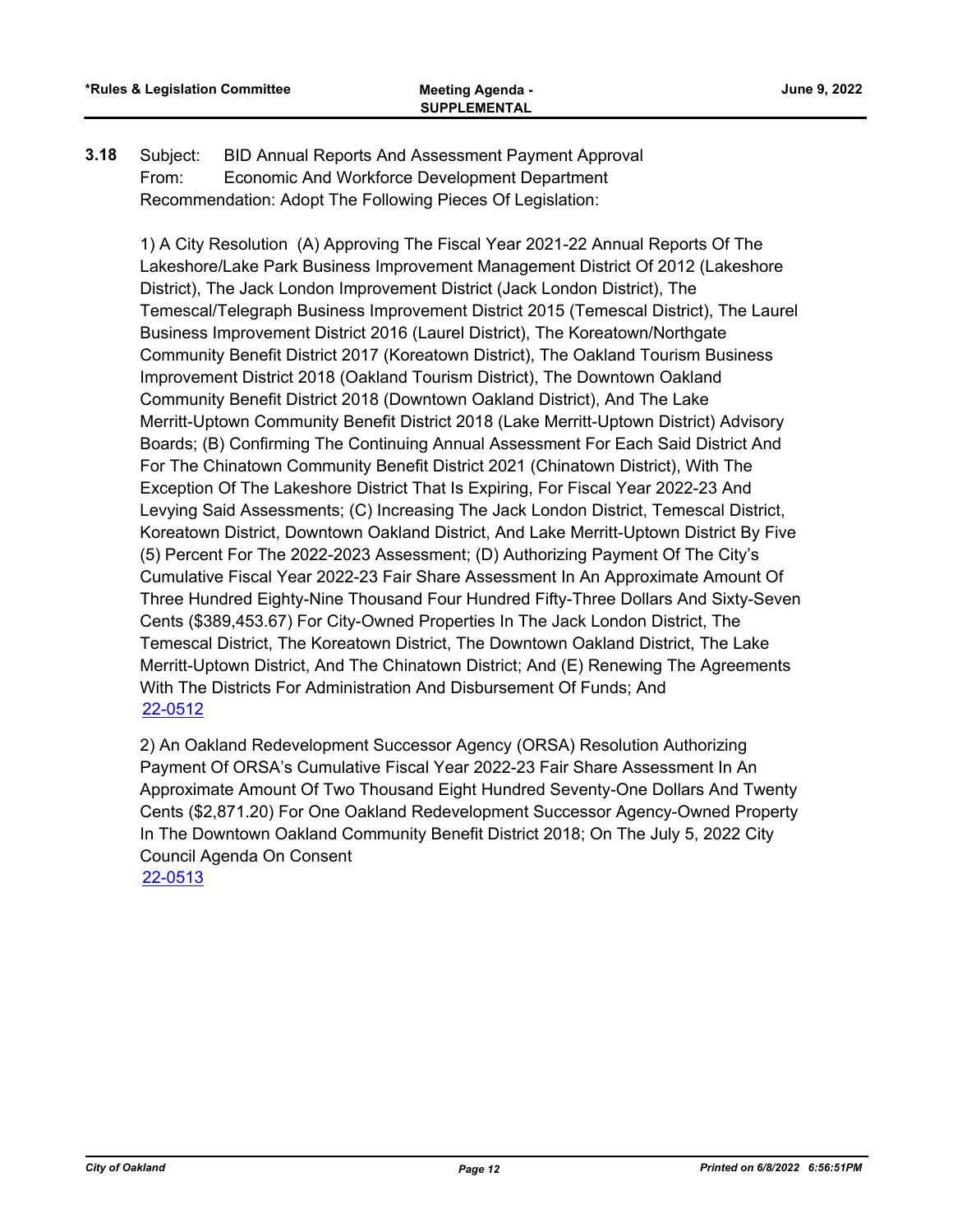**3.18** Subject: BID Annual Reports And Assessment Payment Approval
From: Economic And Workforce Development Department
Recommendation: Adopt The Following Pieces Of Legislation:

1) A City Resolution (A) Approving The Fiscal Year 2021-22 Annual Reports Of The Lakeshore/Lake Park Business Improvement Management District Of 2012 (Lakeshore District), The Jack London Improvement District (Jack London District), The Temescal/Telegraph Business Improvement District 2015 (Temescal District), The Laurel Business Improvement District 2016 (Laurel District), The Koreatown/Northgate Community Benefit District 2017 (Koreatown District), The Oakland Tourism Business Improvement District 2018 (Oakland Tourism District), The Downtown Oakland Community Benefit District 2018 (Downtown Oakland District), And The Lake Merritt-Uptown Community Benefit District 2018 (Lake Merritt-Uptown District) Advisory Boards; (B) Confirming The Continuing Annual Assessment For Each Said District And For The Chinatown Community Benefit District 2021 (Chinatown District), With The Exception Of The Lakeshore District That Is Expiring, For Fiscal Year 2022-23 And Levying Said Assessments; (C) Increasing The Jack London District, Temescal District, Koreatown District, Downtown Oakland District, And Lake Merritt-Uptown District By Five (5) Percent For The 2022-2023 Assessment; (D) Authorizing Payment Of The City's Cumulative Fiscal Year 2022-23 Fair Share Assessment In An Approximate Amount Of Three Hundred Eighty-Nine Thousand Four Hundred Fifty-Three Dollars And Sixty-Seven Cents ($389,453.67) For City-Owned Properties In The Jack London District, The Temescal District, The Koreatown District, The Downtown Oakland District, The Lake Merritt-Uptown District, And The Chinatown District; And (E) Renewing The Agreements With The Districts For Administration And Disbursement Of Funds; And
22-0512

2) An Oakland Redevelopment Successor Agency (ORSA) Resolution Authorizing Payment Of ORSA's Cumulative Fiscal Year 2022-23 Fair Share Assessment In An Approximate Amount Of Two Thousand Eight Hundred Seventy-One Dollars And Twenty Cents ($2,871.20) For One Oakland Redevelopment Successor Agency-Owned Property In The Downtown Oakland Community Benefit District 2018; On The July 5, 2022 City Council Agenda On Consent
22-0513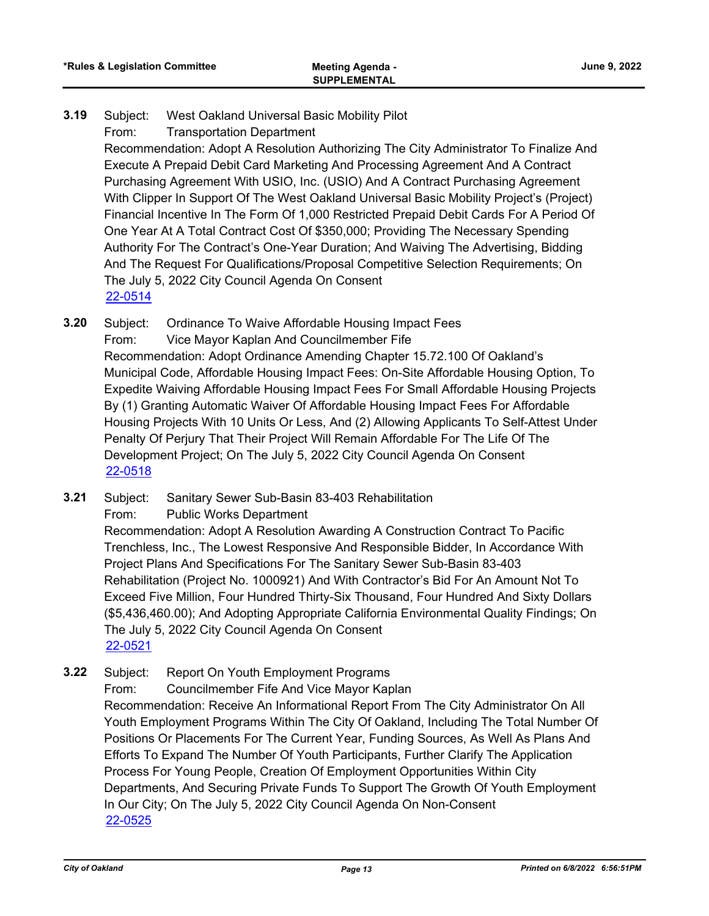**3.19** Subject: West Oakland Universal Basic Mobility Pilot
From: Transportation Department
Recommendation: Adopt A Resolution Authorizing The City Administrator To Finalize And Execute A Prepaid Debit Card Marketing And Processing Agreement And A Contract Purchasing Agreement With USIO, Inc. (USIO) And A Contract Purchasing Agreement With Clipper In Support Of The West Oakland Universal Basic Mobility Project's (Project) Financial Incentive In The Form Of 1,000 Restricted Prepaid Debit Cards For A Period Of One Year At A Total Contract Cost Of $350,000; Providing The Necessary Spending Authority For The Contract's One-Year Duration; And Waiving The Advertising, Bidding And The Request For Qualifications/Proposal Competitive Selection Requirements; On The July 5, 2022 City Council Agenda On Consent
22-0514

**3.20** Subject: Ordinance To Waive Affordable Housing Impact Fees
From: Vice Mayor Kaplan And Councilmember Fife
Recommendation: Adopt Ordinance Amending Chapter 15.72.100 Of Oakland's Municipal Code, Affordable Housing Impact Fees: On-Site Affordable Housing Option, To Expedite Waiving Affordable Housing Impact Fees For Small Affordable Housing Projects By (1) Granting Automatic Waiver Of Affordable Housing Impact Fees For Affordable Housing Projects With 10 Units Or Less, And (2) Allowing Applicants To Self-Attest Under Penalty Of Perjury That Their Project Will Remain Affordable For The Life Of The Development Project; On The July 5, 2022 City Council Agenda On Consent
22-0518

**3.21** Subject: Sanitary Sewer Sub-Basin 83-403 Rehabilitation
From: Public Works Department
Recommendation: Adopt A Resolution Awarding A Construction Contract To Pacific Trenchless, Inc., The Lowest Responsive And Responsible Bidder, In Accordance With Project Plans And Specifications For The Sanitary Sewer Sub-Basin 83-403 Rehabilitation (Project No. 1000921) And With Contractor's Bid For An Amount Not To Exceed Five Million, Four Hundred Thirty-Six Thousand, Four Hundred And Sixty Dollars ($5,436,460.00); And Adopting Appropriate California Environmental Quality Findings; On The July 5, 2022 City Council Agenda On Consent
22-0521

**3.22** Subject: Report On Youth Employment Programs
From: Councilmember Fife And Vice Mayor Kaplan
Recommendation: Receive An Informational Report From The City Administrator On All Youth Employment Programs Within The City Of Oakland, Including The Total Number Of Positions Or Placements For The Current Year, Funding Sources, As Well As Plans And Efforts To Expand The Number Of Youth Participants, Further Clarify The Application Process For Young People, Creation Of Employment Opportunities Within City Departments, And Securing Private Funds To Support The Growth Of Youth Employment In Our City; On The July 5, 2022 City Council Agenda On Non-Consent
22-0525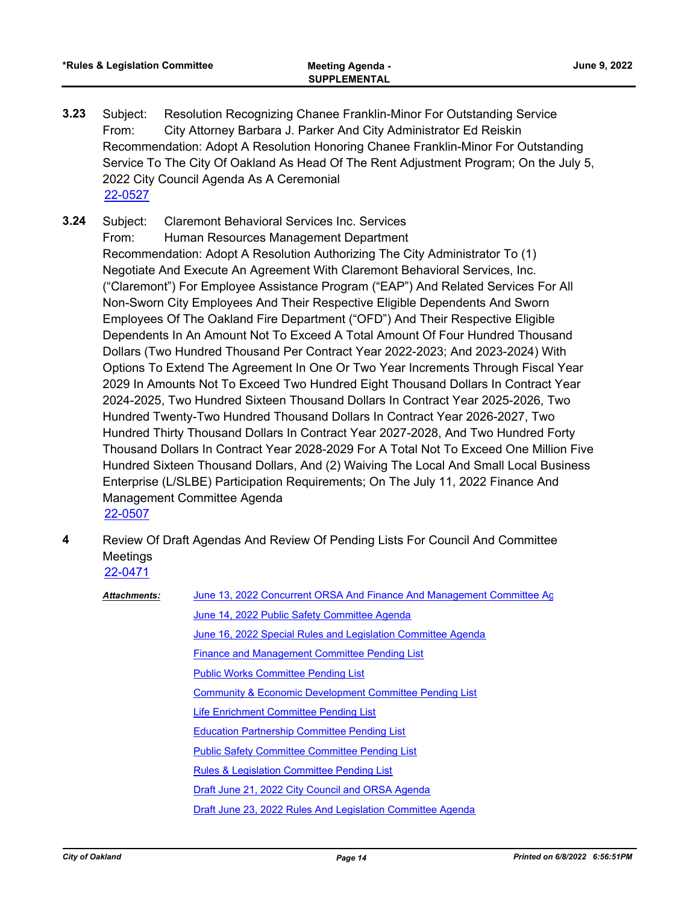**3.23** Subject: Resolution Recognizing Chanee Franklin-Minor For Outstanding Service
From: City Attorney Barbara J. Parker And City Administrator Ed Reiskin
Recommendation: Adopt A Resolution Honoring Chanee Franklin-Minor For Outstanding Service To The City Of Oakland As Head Of The Rent Adjustment Program; On the July 5, 2022 City Council Agenda As A Ceremonial
22-0527

**3.24** Subject: Claremont Behavioral Services Inc. Services
From: Human Resources Management Department
Recommendation: Adopt A Resolution Authorizing The City Administrator To (1) Negotiate And Execute An Agreement With Claremont Behavioral Services, Inc. ("Claremont") For Employee Assistance Program ("EAP") And Related Services For All Non-Sworn City Employees And Their Respective Eligible Dependents And Sworn Employees Of The Oakland Fire Department ("OFD") And Their Respective Eligible Dependents In An Amount Not To Exceed A Total Amount Of Four Hundred Thousand Dollars (Two Hundred Thousand Per Contract Year 2022-2023; And 2023-2024) With Options To Extend The Agreement In One Or Two Year Increments Through Fiscal Year 2029 In Amounts Not To Exceed Two Hundred Eight Thousand Dollars In Contract Year 2024-2025, Two Hundred Sixteen Thousand Dollars In Contract Year 2025-2026, Two Hundred Twenty-Two Hundred Thousand Dollars In Contract Year 2026-2027, Two Hundred Thirty Thousand Dollars In Contract Year 2027-2028, And Two Hundred Forty Thousand Dollars In Contract Year 2028-2029 For A Total Not To Exceed One Million Five Hundred Sixteen Thousand Dollars, And (2) Waiving The Local And Small Local Business Enterprise (L/SLBE) Participation Requirements; On The July 11, 2022 Finance And Management Committee Agenda
22-0507

**4** Review Of Draft Agendas And Review Of Pending Lists For Council And Committee Meetings
22-0471

***Attachments:***
June 13, 2022 Concurrent ORSA And Finance And Management Committee Ag
June 14, 2022 Public Safety Committee Agenda
June 16, 2022 Special Rules and Legislation Committee Agenda
Finance and Management Committee Pending List
Public Works Committee Pending List
Community & Economic Development Committee Pending List
Life Enrichment Committee Pending List
Education Partnership Committee Pending List
Public Safety Committee Committee Pending List
Rules & Legislation Committee Pending List
Draft June 21, 2022 City Council and ORSA Agenda
Draft June 23, 2022 Rules And Legislation Committee Agenda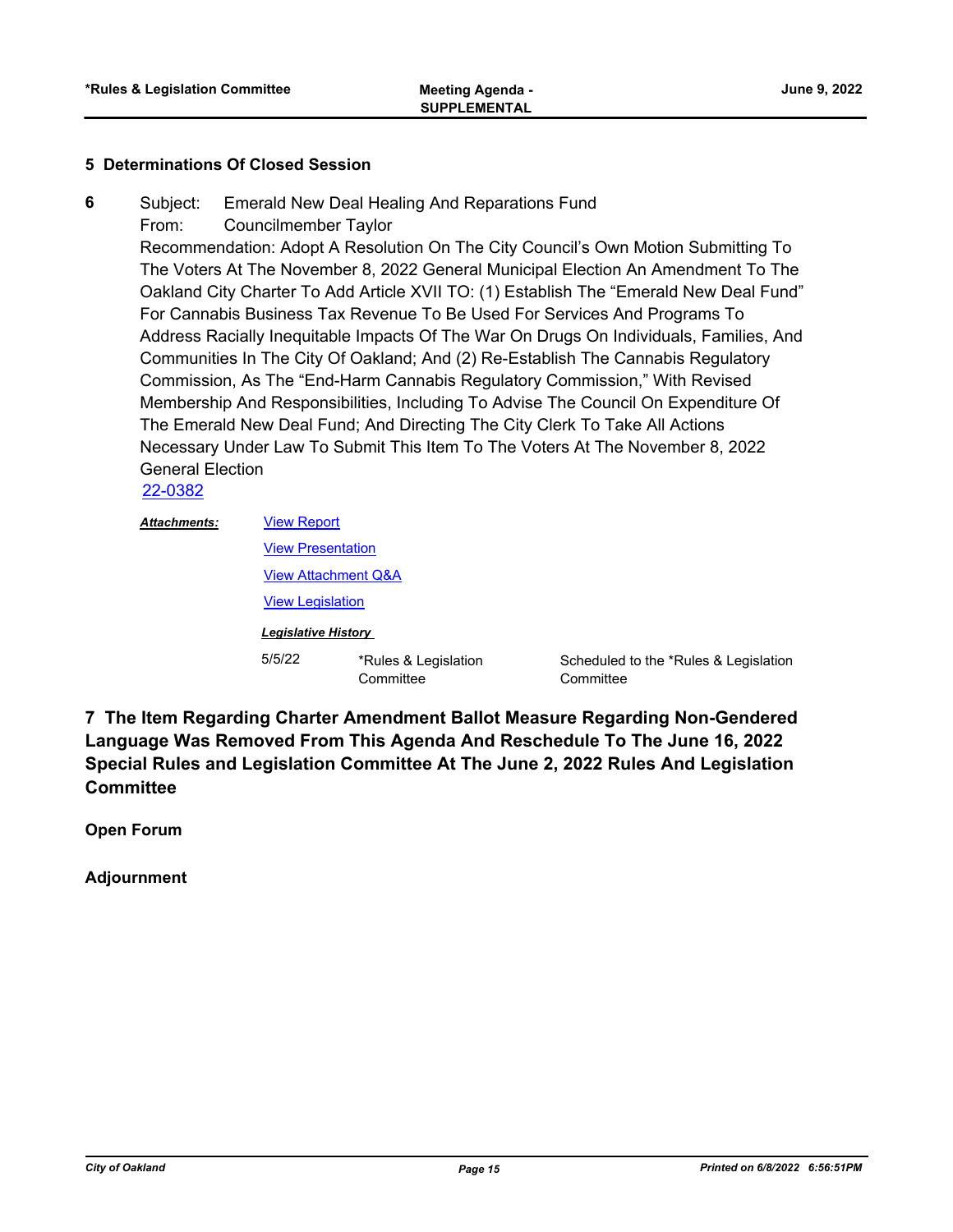**5 Determinations Of Closed Session**

**6** Subject: Emerald New Deal Healing And Reparations Fund

From: Councilmember Taylor

Recommendation: Adopt A Resolution On The City Council's Own Motion Submitting To The Voters At The November 8, 2022 General Municipal Election An Amendment To The Oakland City Charter To Add Article XVII TO: (1) Establish The "Emerald New Deal Fund" For Cannabis Business Tax Revenue To Be Used For Services And Programs To Address Racially Inequitable Impacts Of The War On Drugs On Individuals, Families, And Communities In The City Of Oakland; And (2) Re-Establish The Cannabis Regulatory Commission, As The "End-Harm Cannabis Regulatory Commission," With Revised Membership And Responsibilities, Including To Advise The Council On Expenditure Of The Emerald New Deal Fund; And Directing The City Clerk To Take All Actions Necessary Under Law To Submit This Item To The Voters At The November 8, 2022 General Election

22-0382

***Attachments:*** View Report

View Presentation

View Attachment Q&A

View Legislation

***Legislative History***

| Date | Body | Action |
|---|---|---|
| 5/5/22 | *Rules & Legislation Committee | Scheduled to the *Rules & Legislation Committee |

**7 The Item Regarding Charter Amendment Ballot Measure Regarding Non-Gendered Language Was Removed From This Agenda And Reschedule To The June 16, 2022 Special Rules and Legislation Committee At The June 2, 2022 Rules And Legislation Committee**

**Open Forum**

**Adjournment**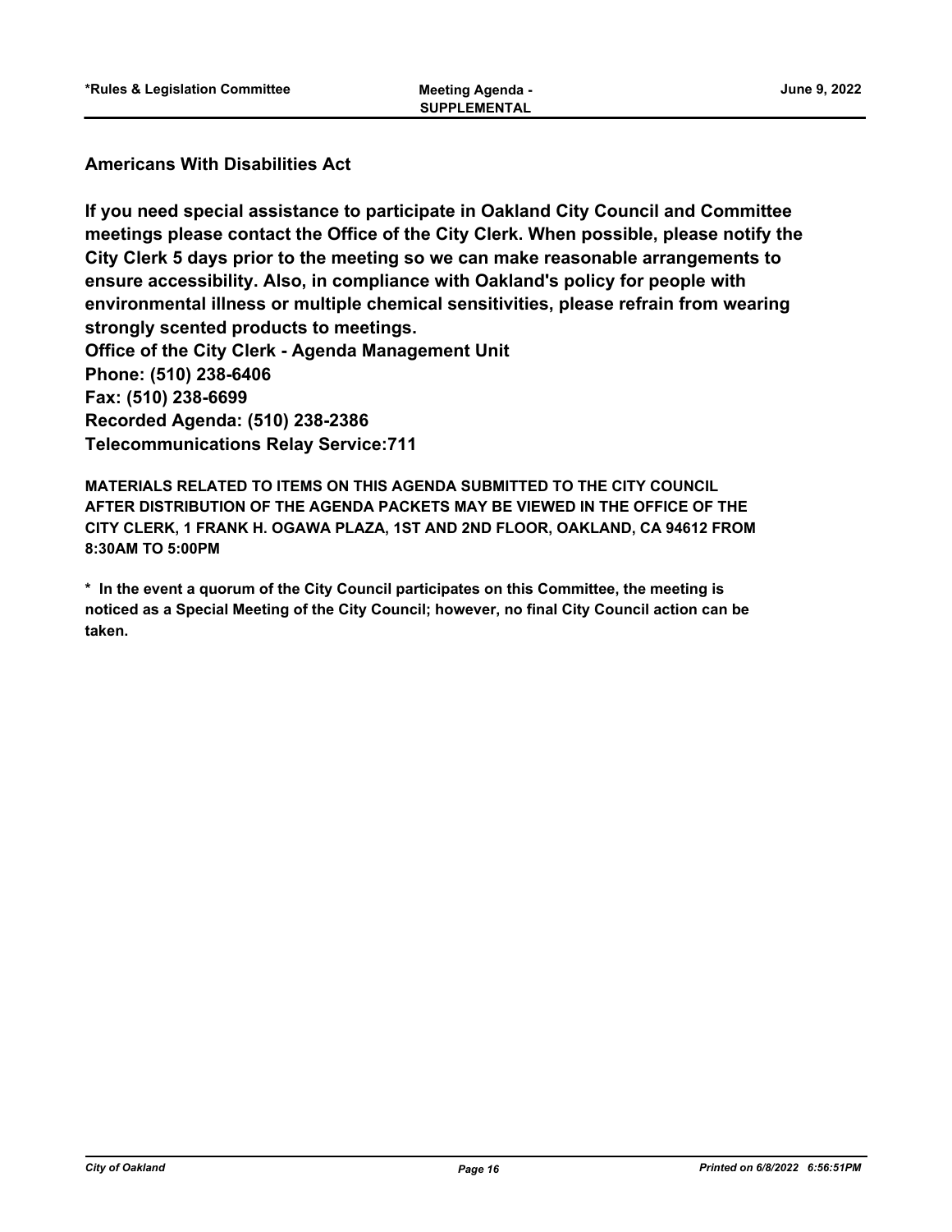## Americans With Disabilities Act

**If you need special assistance to participate in Oakland City Council and Committee meetings please contact the Office of the City Clerk. When possible, please notify the City Clerk 5 days prior to the meeting so we can make reasonable arrangements to ensure accessibility. Also, in compliance with Oakland's policy for people with environmental illness or multiple chemical sensitivities, please refrain from wearing strongly scented products to meetings.**
**Office of the City Clerk - Agenda Management Unit**
**Phone: (510) 238-6406**
**Fax: (510) 238-6699**
**Recorded Agenda: (510) 238-2386**
**Telecommunications Relay Service:711**

**MATERIALS RELATED TO ITEMS ON THIS AGENDA SUBMITTED TO THE CITY COUNCIL AFTER DISTRIBUTION OF THE AGENDA PACKETS MAY BE VIEWED IN THE OFFICE OF THE CITY CLERK, 1 FRANK H. OGAWA PLAZA, 1ST AND 2ND FLOOR, OAKLAND, CA 94612 FROM 8:30AM TO 5:00PM**

**\* In the event a quorum of the City Council participates on this Committee, the meeting is noticed as a Special Meeting of the City Council; however, no final City Council action can be taken.**